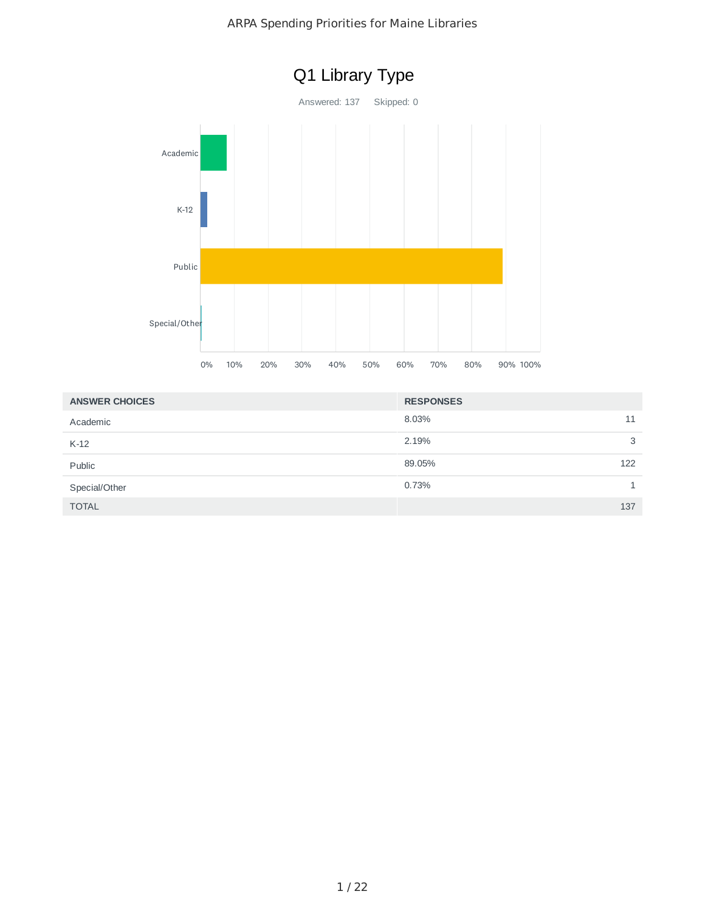# Q1 Library Type

Answered: 137 Skipped: 0

| ANSWER CHOICES | RESPONSES | |
|---|---|---|
| Academic | 8.03% | 11 |
| K-12 | 2.19% | 3 |
| Public | 89.05% | 122 |
| Special/Other | 0.73% | 1 |
| TOTAL | | 137 |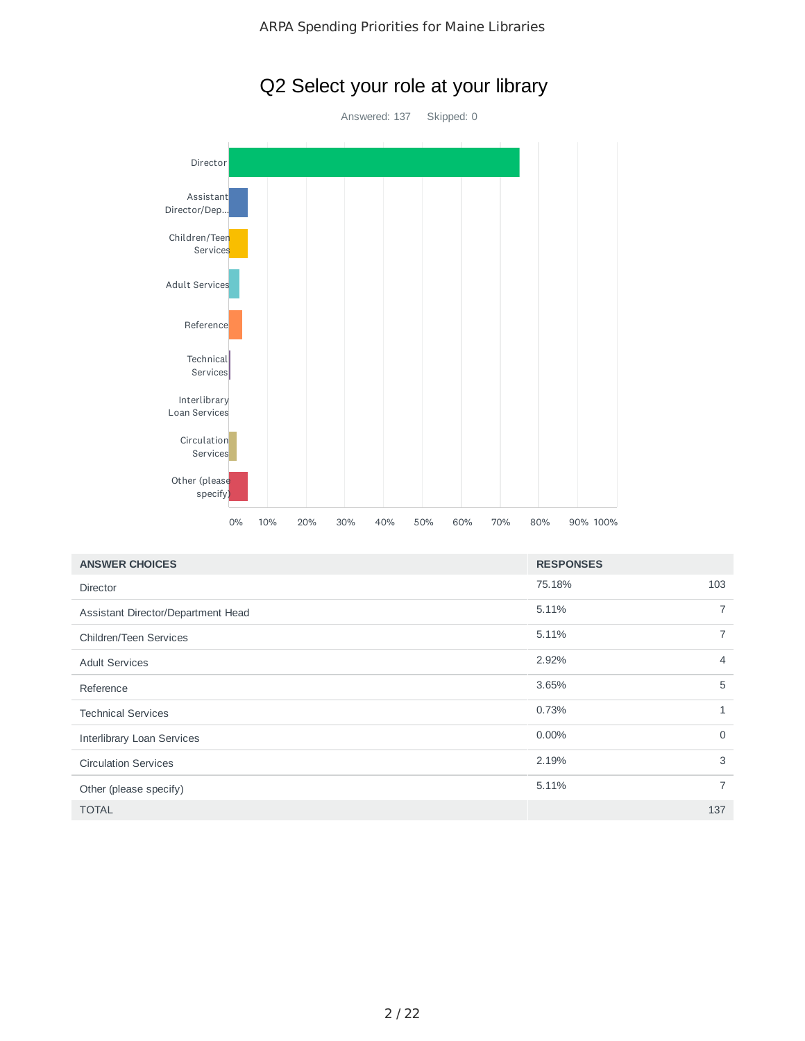# Q2 Select your role at your library

Answered: 137    Skipped: 0

| ANSWER CHOICES | RESPONSES | |
|---|---|---|
| Director | 75.18% | 103 |
| Assistant Director/Department Head | 5.11% | 7 |
| Children/Teen Services | 5.11% | 7 |
| Adult Services | 2.92% | 4 |
| Reference | 3.65% | 5 |
| Technical Services | 0.73% | 1 |
| Interlibrary Loan Services | 0.00% | 0 |
| Circulation Services | 2.19% | 3 |
| Other (please specify) | 5.11% | 7 |
| TOTAL | | 137 |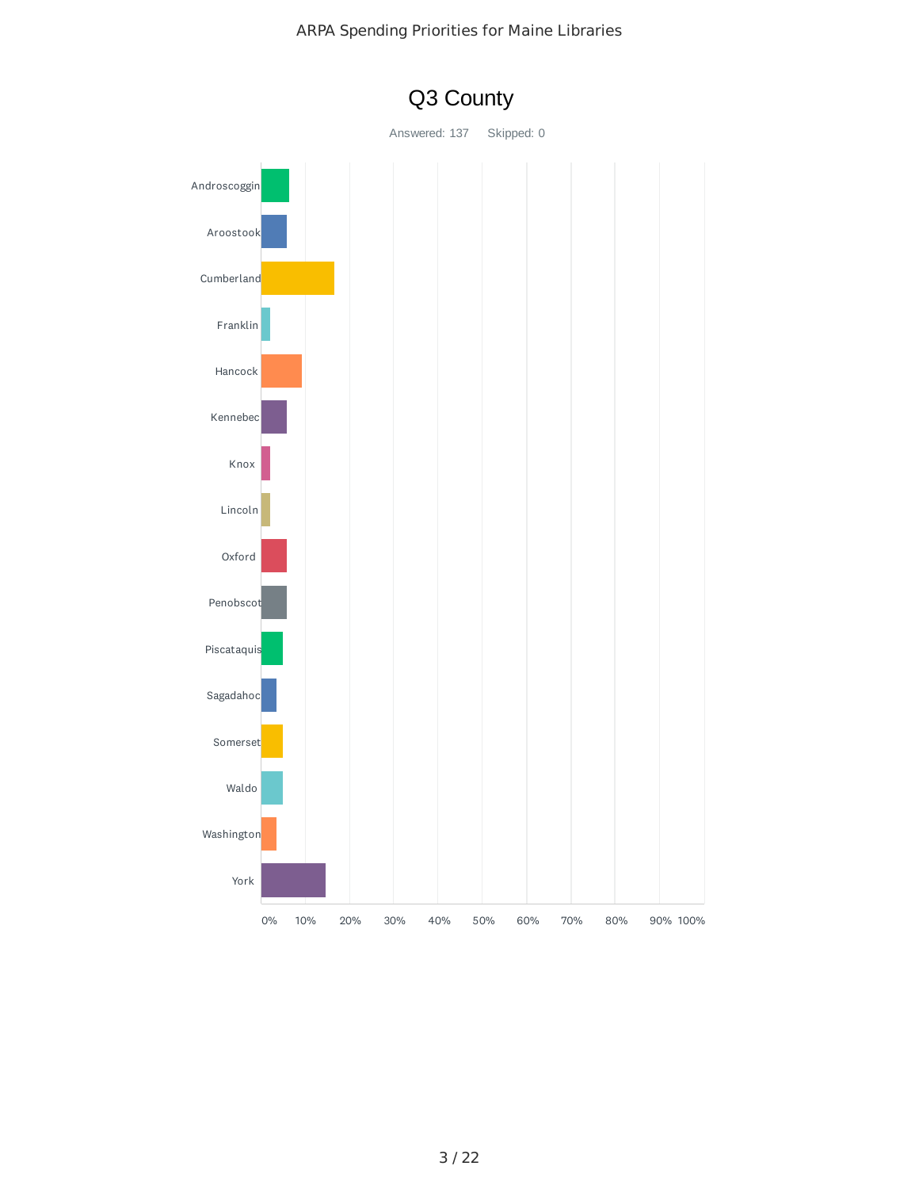## Q3 County

Answered: 137 Skipped: 0

- Androscoggin
- Aroostook
- Cumberland
- Franklin
- Hancock
- Kennebec
- Knox
- Lincoln
- Oxford
- Penobscot
- Piscataquis
- Sagadahoc
- Somerset
- Waldo
- Washington
- York

0% 10% 20% 30% 40% 50% 60% 70% 80% 90% 100%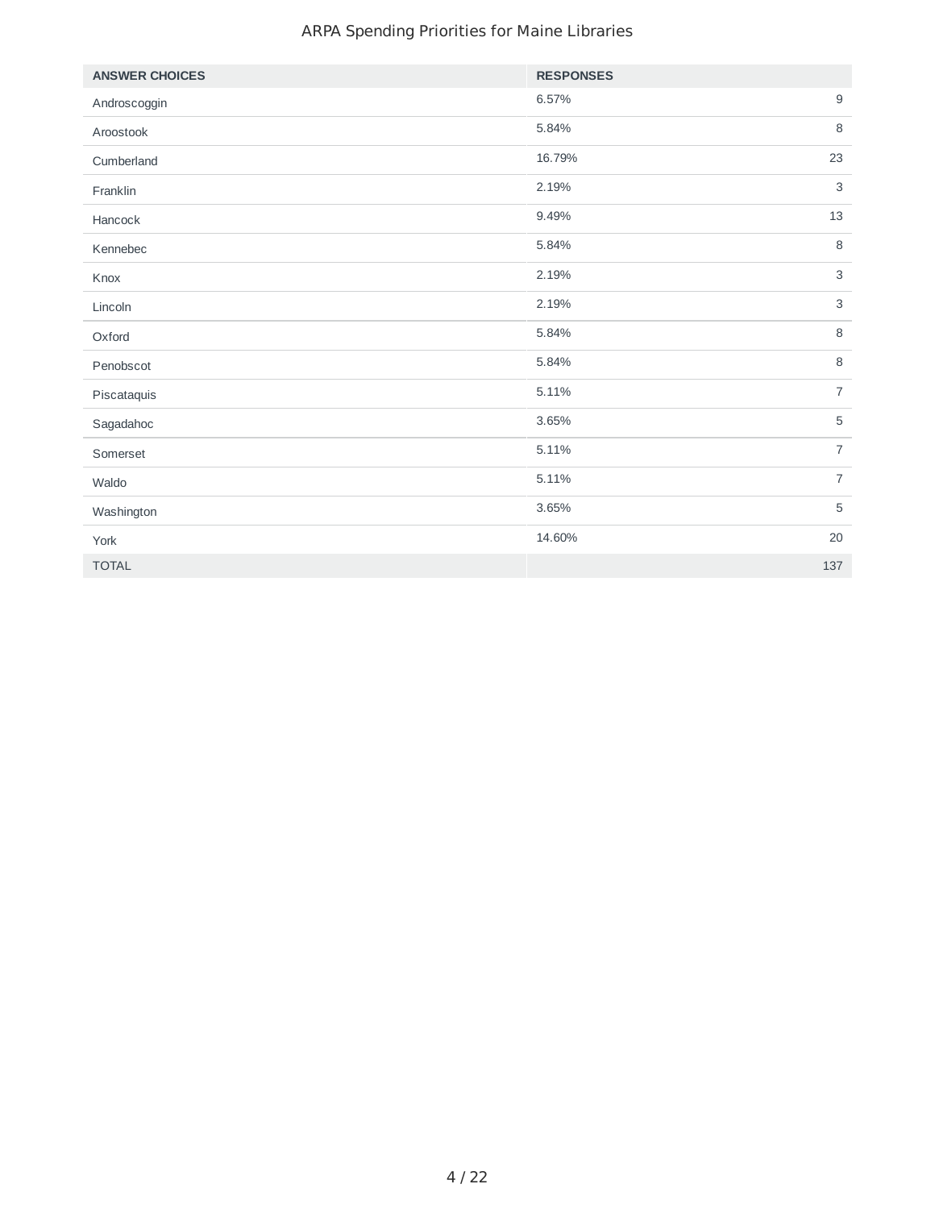| ANSWER CHOICES | RESPONSES | |
|---|---|---|
| Androscoggin | 6.57% | 9 |
| Aroostook | 5.84% | 8 |
| Cumberland | 16.79% | 23 |
| Franklin | 2.19% | 3 |
| Hancock | 9.49% | 13 |
| Kennebec | 5.84% | 8 |
| Knox | 2.19% | 3 |
| Lincoln | 2.19% | 3 |
| Oxford | 5.84% | 8 |
| Penobscot | 5.84% | 8 |
| Piscataquis | 5.11% | 7 |
| Sagadahoc | 3.65% | 5 |
| Somerset | 5.11% | 7 |
| Waldo | 5.11% | 7 |
| Washington | 3.65% | 5 |
| York | 14.60% | 20 |
| TOTAL | | 137 |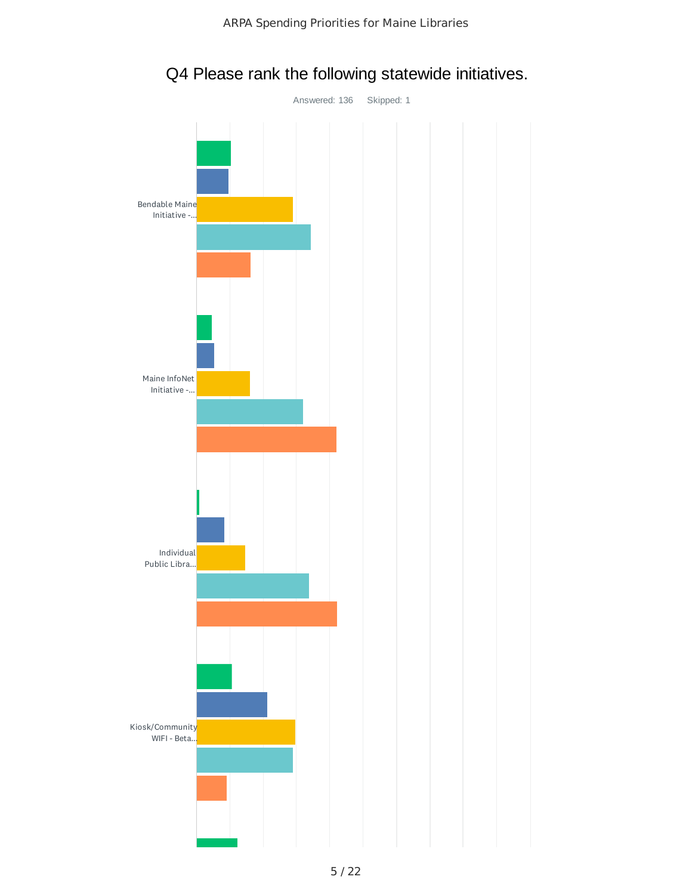## Q4 Please rank the following statewide initiatives.

Answered: 136 Skipped: 1

Bendable Maine Initiative -...

Maine InfoNet Initiative -...

Individual Public Libra...

Kiosk/Community WIFI - Beta...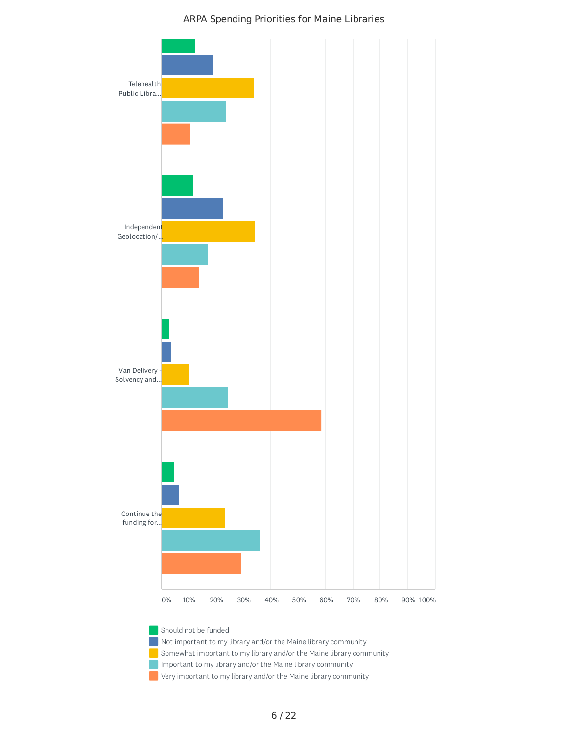## ARPA Spending Priorities for Maine Libraries

Telehealth Public Libra...

Independent Geolocation/...

Van Delivery - Solvency and...

Continue the funding for...

0% 10% 20% 30% 40% 50% 60% 70% 80% 90% 100%

- Should not be funded
- Not important to my library and/or the Maine library community
- Somewhat important to my library and/or the Maine library community
- Important to my library and/or the Maine library community
- Very important to my library and/or the Maine library community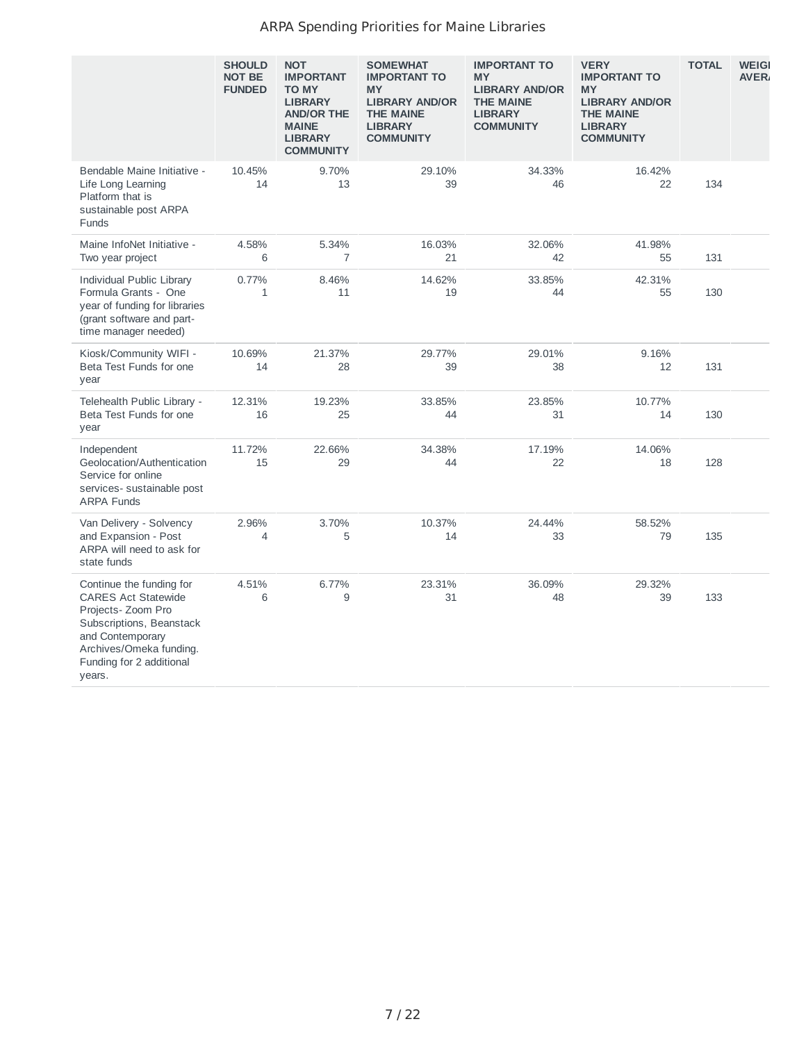# ARPA Spending Priorities for Maine Libraries

| | SHOULD NOT BE FUNDED | NOT IMPORTANT TO MY LIBRARY AND/OR THE MAINE LIBRARY COMMUNITY | SOMEWHAT IMPORTANT TO MY LIBRARY AND/OR THE MAINE LIBRARY COMMUNITY | IMPORTANT TO MY LIBRARY AND/OR THE MAINE LIBRARY COMMUNITY | VERY IMPORTANT TO MY LIBRARY AND/OR THE MAINE LIBRARY COMMUNITY | TOTAL | WEIGI AVERA |
|---|---|---|---|---|---|---|---|
| Bendable Maine Initiative - Life Long Learning Platform that is sustainable post ARPA Funds | 10.45% 14 | 9.70% 13 | 29.10% 39 | 34.33% 46 | 16.42% 22 | 134 | |
| Maine InfoNet Initiative - Two year project | 4.58% 6 | 5.34% 7 | 16.03% 21 | 32.06% 42 | 41.98% 55 | 131 | |
| Individual Public Library Formula Grants - One year of funding for libraries (grant software and part-time manager needed) | 0.77% 1 | 8.46% 11 | 14.62% 19 | 33.85% 44 | 42.31% 55 | 130 | |
| Kiosk/Community WIFI - Beta Test Funds for one year | 10.69% 14 | 21.37% 28 | 29.77% 39 | 29.01% 38 | 9.16% 12 | 131 | |
| Telehealth Public Library - Beta Test Funds for one year | 12.31% 16 | 19.23% 25 | 33.85% 44 | 23.85% 31 | 10.77% 14 | 130 | |
| Independent Geolocation/Authentication Service for online services- sustainable post ARPA Funds | 11.72% 15 | 22.66% 29 | 34.38% 44 | 17.19% 22 | 14.06% 18 | 128 | |
| Van Delivery - Solvency and Expansion - Post ARPA will need to ask for state funds | 2.96% 4 | 3.70% 5 | 10.37% 14 | 24.44% 33 | 58.52% 79 | 135 | |
| Continue the funding for CARES Act Statewide Projects- Zoom Pro Subscriptions, Beanstack and Contemporary Archives/Omeka funding. Funding for 2 additional years. | 4.51% 6 | 6.77% 9 | 23.31% 31 | 36.09% 48 | 29.32% 39 | 133 | |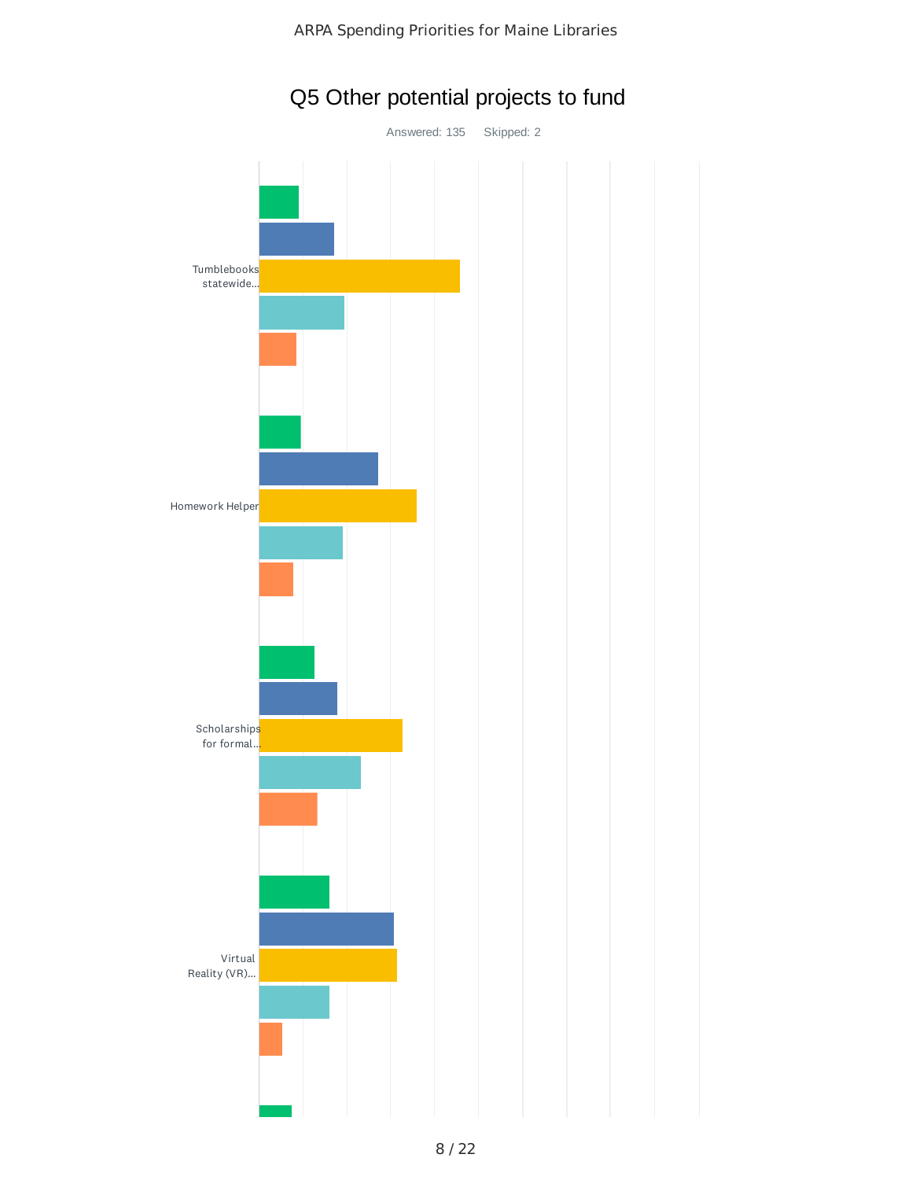# Q5 Other potential projects to fund

Answered: 135 Skipped: 2

Tumblebooks statewide...

Homework Helper

Scholarships for formal...

Virtual Reality (VR)...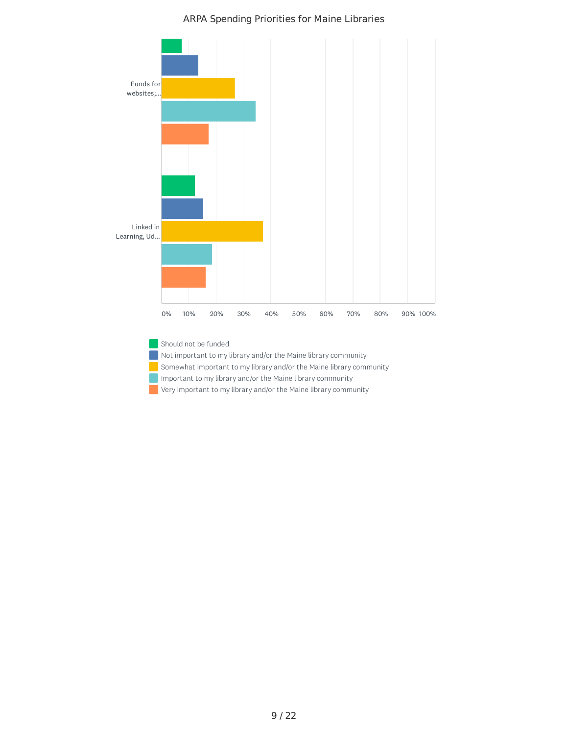ARPA Spending Priorities for Maine Libraries

Funds for websites;...

Linked in Learning, Ud...

0% 10% 20% 30% 40% 50% 60% 70% 80% 90% 100%

- Should not be funded
- Not important to my library and/or the Maine library community
- Somewhat important to my library and/or the Maine library community
- Important to my library and/or the Maine library community
- Very important to my library and/or the Maine library community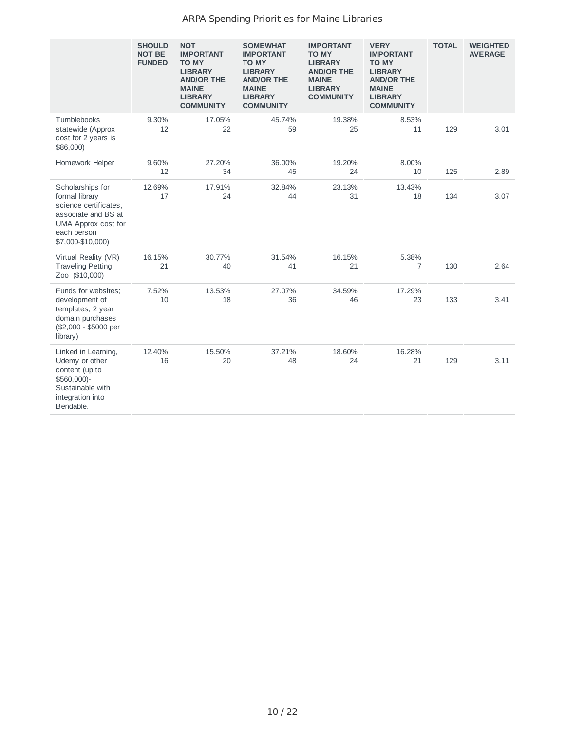# ARPA Spending Priorities for Maine Libraries

| | SHOULD NOT BE FUNDED | NOT IMPORTANT TO MY LIBRARY AND/OR THE MAINE LIBRARY COMMUNITY | SOMEWHAT IMPORTANT TO MY LIBRARY AND/OR THE MAINE LIBRARY COMMUNITY | IMPORTANT TO MY LIBRARY AND/OR THE MAINE LIBRARY COMMUNITY | VERY IMPORTANT TO MY LIBRARY AND/OR THE MAINE LIBRARY COMMUNITY | TOTAL | WEIGHTED AVERAGE |
|---|---|---|---|---|---|---|---|
| Tumblebooks statewide (Approx cost for 2 years is $86,000) | 9.30% 12 | 17.05% 22 | 45.74% 59 | 19.38% 25 | 8.53% 11 | 129 | 3.01 |
| Homework Helper | 9.60% 12 | 27.20% 34 | 36.00% 45 | 19.20% 24 | 8.00% 10 | 125 | 2.89 |
| Scholarships for formal library science certificates, associate and BS at UMA Approx cost for each person $7,000-$10,000) | 12.69% 17 | 17.91% 24 | 32.84% 44 | 23.13% 31 | 13.43% 18 | 134 | 3.07 |
| Virtual Reality (VR) Traveling Petting Zoo ($10,000) | 16.15% 21 | 30.77% 40 | 31.54% 41 | 16.15% 21 | 5.38% 7 | 130 | 2.64 |
| Funds for websites; development of templates, 2 year domain purchases ($2,000 - $5000 per library) | 7.52% 10 | 13.53% 18 | 27.07% 36 | 34.59% 46 | 17.29% 23 | 133 | 3.41 |
| Linked in Learning, Udemy or other content (up to $560,000)- Sustainable with integration into Bendable. | 12.40% 16 | 15.50% 20 | 37.21% 48 | 18.60% 24 | 16.28% 21 | 129 | 3.11 |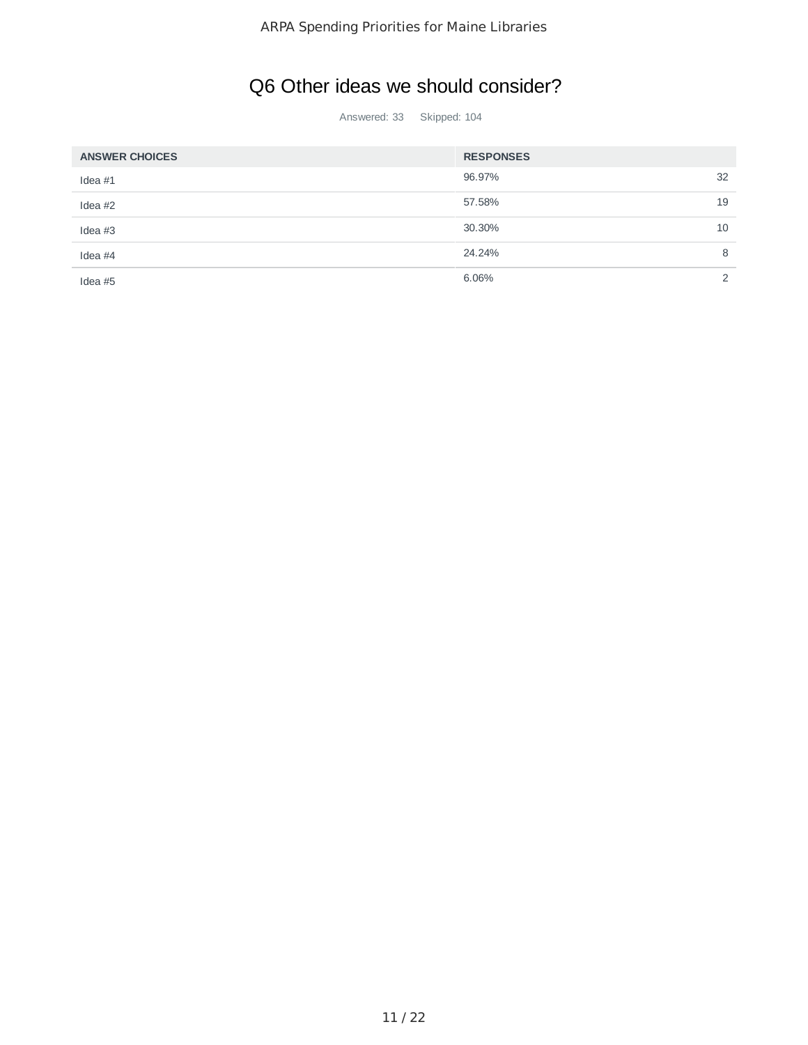# Q6 Other ideas we should consider?

Answered: 33 Skipped: 104

| ANSWER CHOICES | RESPONSES | |
|---|---|---|
| Idea #1 | 96.97% | 32 |
| Idea #2 | 57.58% | 19 |
| Idea #3 | 30.30% | 10 |
| Idea #4 | 24.24% | 8 |
| Idea #5 | 6.06% | 2 |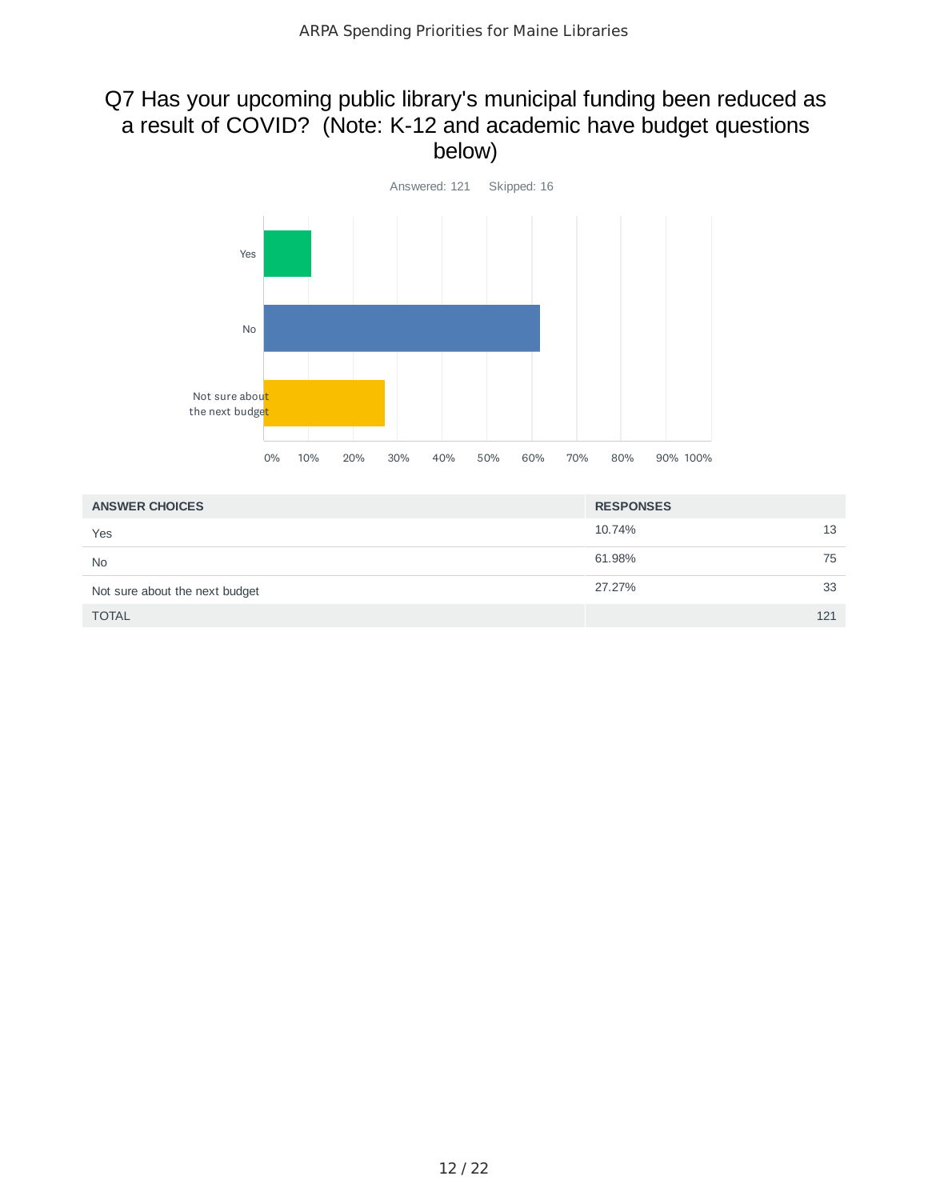## Q7 Has your upcoming public library's municipal funding been reduced as a result of COVID? (Note: K-12 and academic have budget questions below)

Answered: 121 Skipped: 16

| ANSWER CHOICES | RESPONSES | |
|---|---|---|
| Yes | 10.74% | 13 |
| No | 61.98% | 75 |
| Not sure about the next budget | 27.27% | 33 |
| TOTAL | | 121 |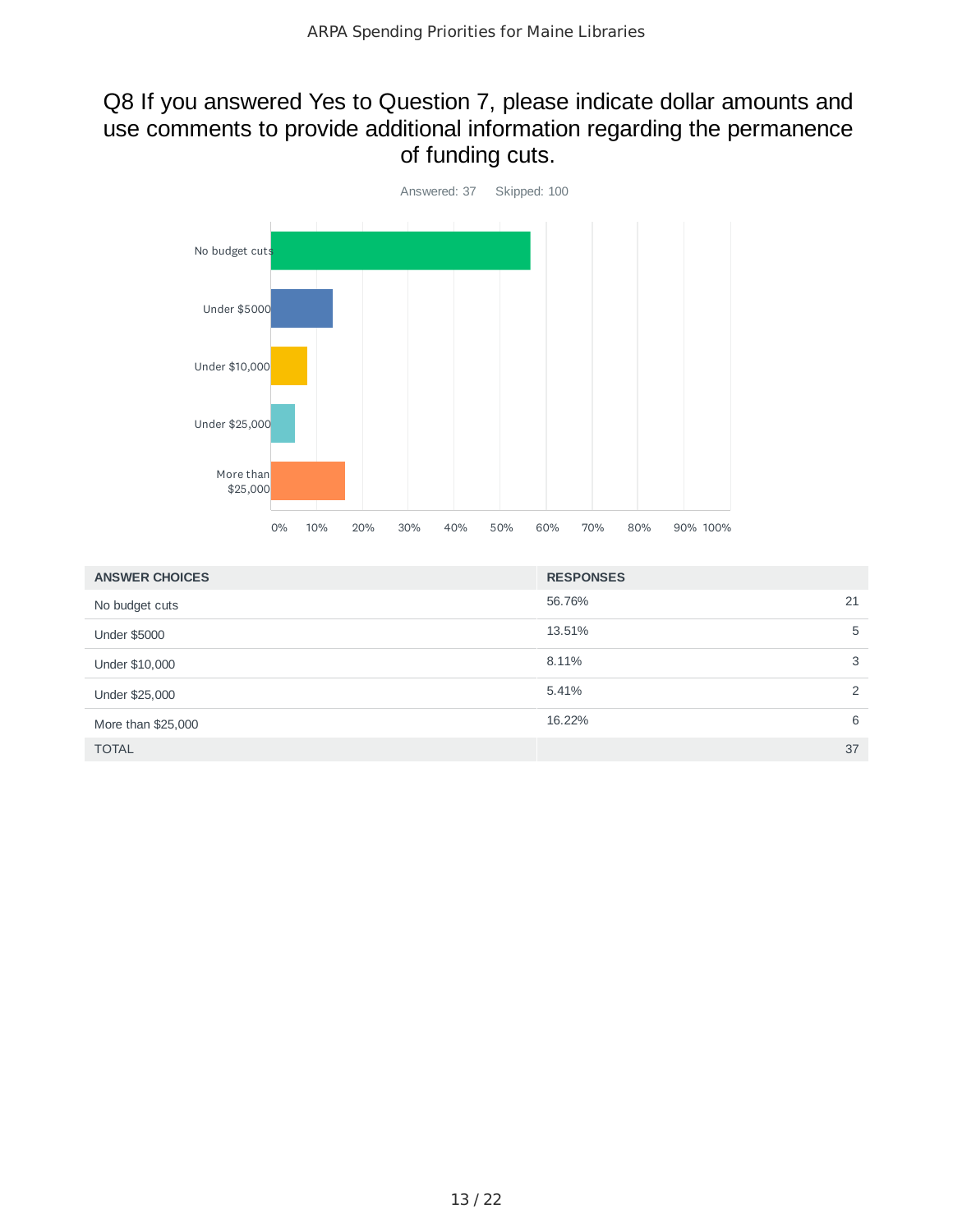## Q8 If you answered Yes to Question 7, please indicate dollar amounts and use comments to provide additional information regarding the permanence of funding cuts.

Answered: 37 Skipped: 100

| ANSWER CHOICES | RESPONSES | |
|---|---|---|
| No budget cuts | 56.76% | 21 |
| Under $5000 | 13.51% | 5 |
| Under $10,000 | 8.11% | 3 |
| Under $25,000 | 5.41% | 2 |
| More than $25,000 | 16.22% | 6 |
| TOTAL | | 37 |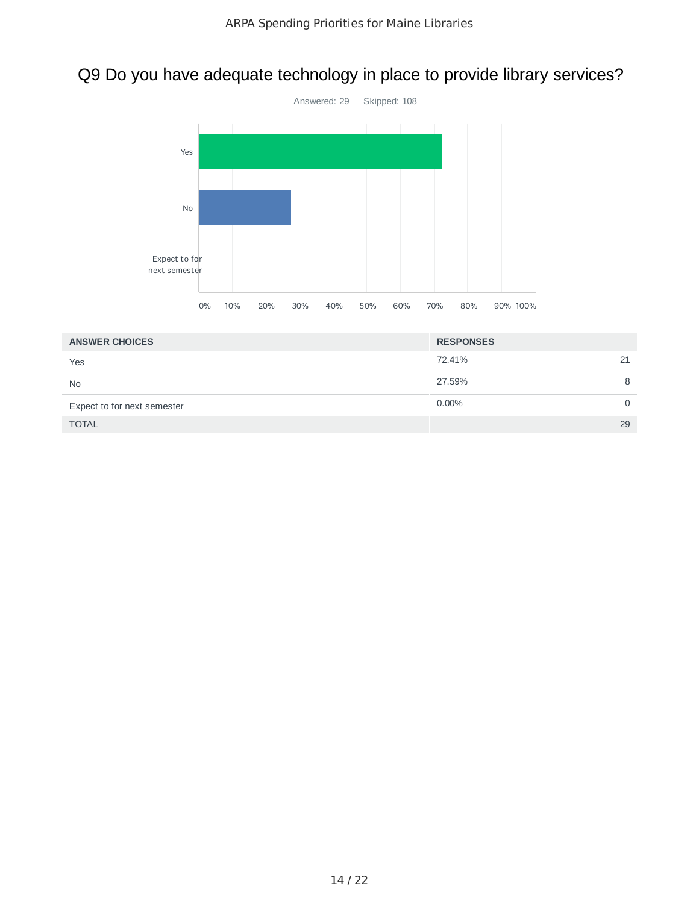## Q9 Do you have adequate technology in place to provide library services?

Answered: 29 Skipped: 108

| ANSWER CHOICES | RESPONSES | |
|---|---|---|
| Yes | 72.41% | 21 |
| No | 27.59% | 8 |
| Expect to for next semester | 0.00% | 0 |
| TOTAL | | 29 |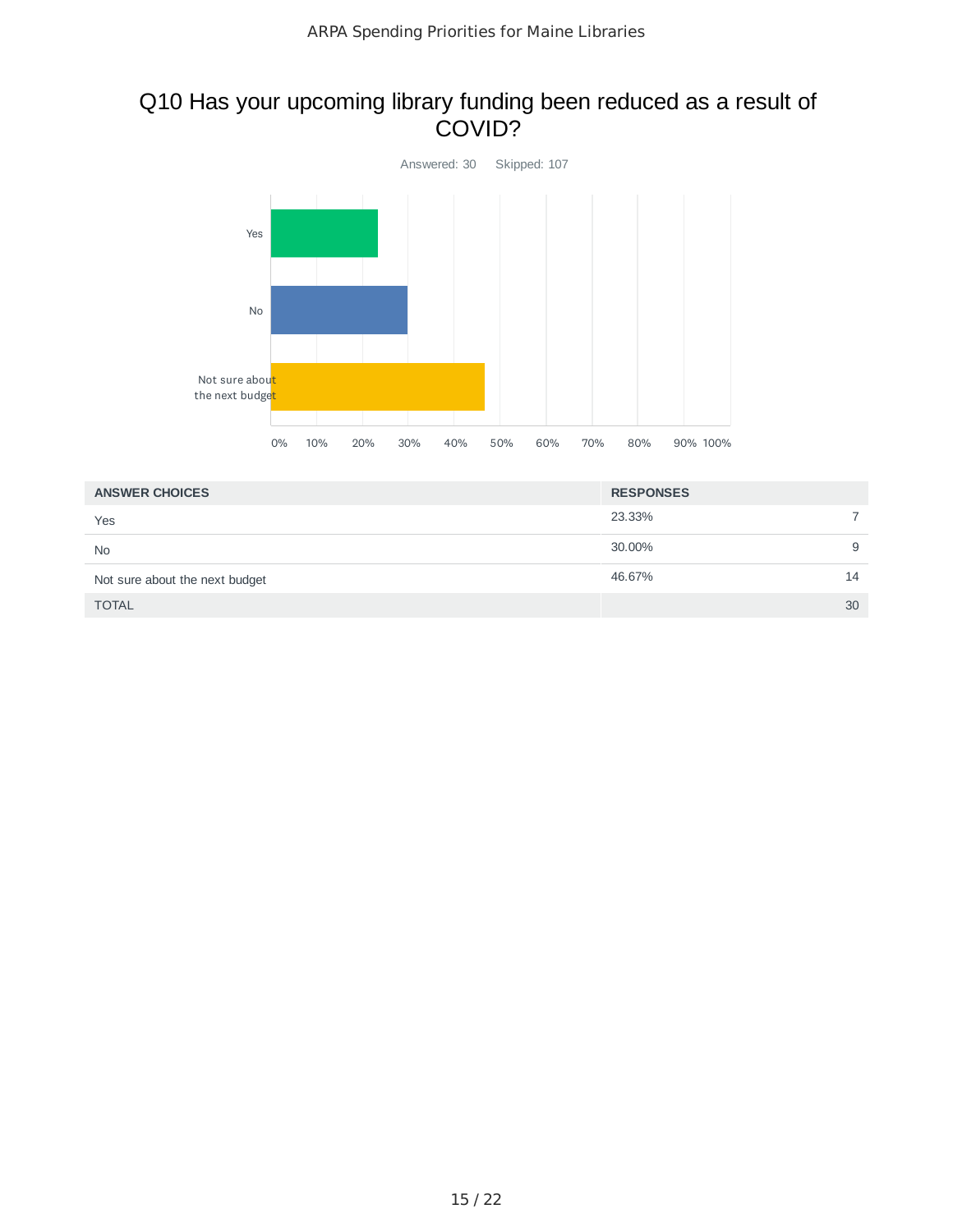## Q10 Has your upcoming library funding been reduced as a result of COVID?

Answered: 30 Skipped: 107

| ANSWER CHOICES | RESPONSES | |
|---|---|---|
| Yes | 23.33% | 7 |
| No | 30.00% | 9 |
| Not sure about the next budget | 46.67% | 14 |
| TOTAL | | 30 |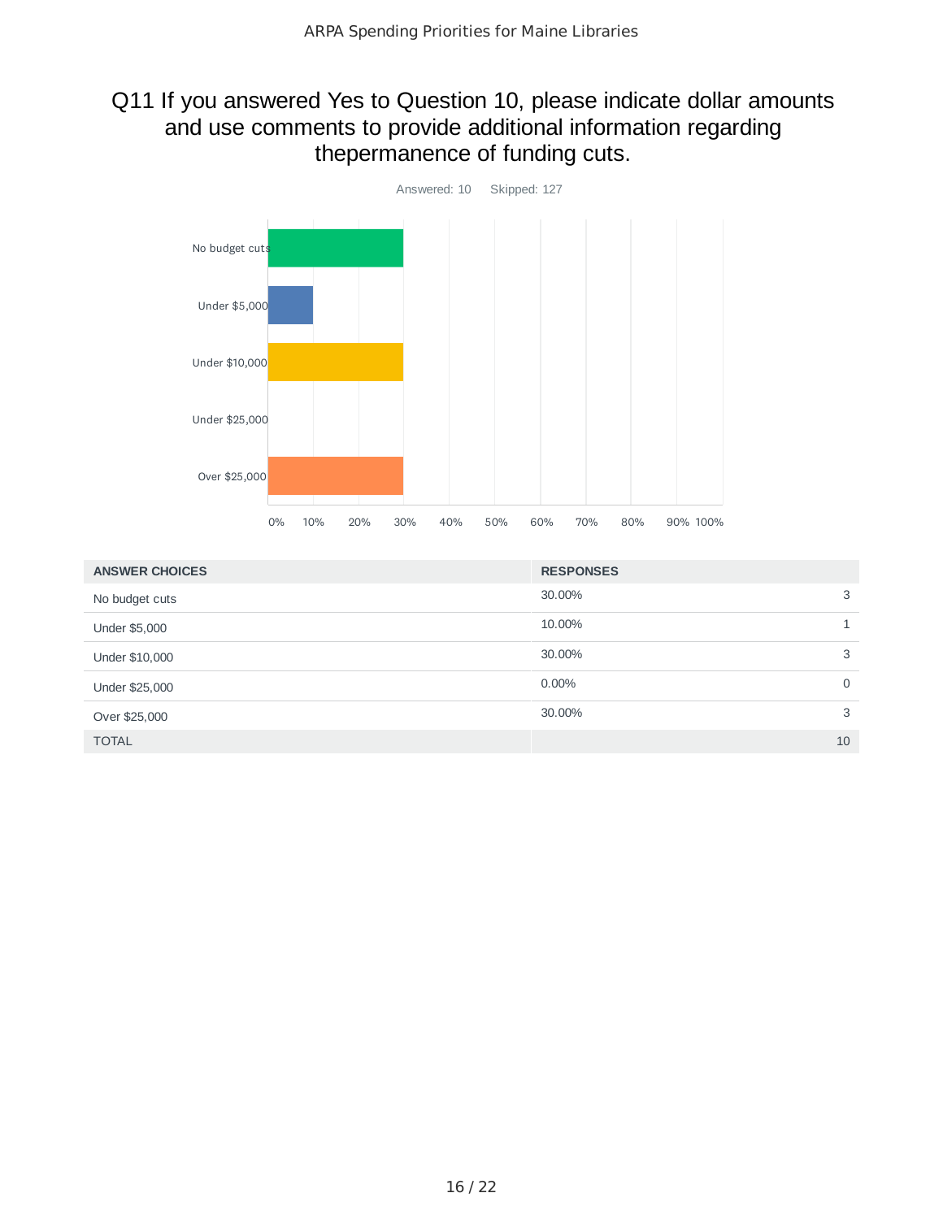## Q11 If you answered Yes to Question 10, please indicate dollar amounts and use comments to provide additional information regarding thepermanence of funding cuts.

Answered: 10    Skipped: 127

| ANSWER CHOICES | RESPONSES | |
|---|---|---|
| No budget cuts | 30.00% | 3 |
| Under $5,000 | 10.00% | 1 |
| Under $10,000 | 30.00% | 3 |
| Under $25,000 | 0.00% | 0 |
| Over $25,000 | 30.00% | 3 |
| TOTAL | | 10 |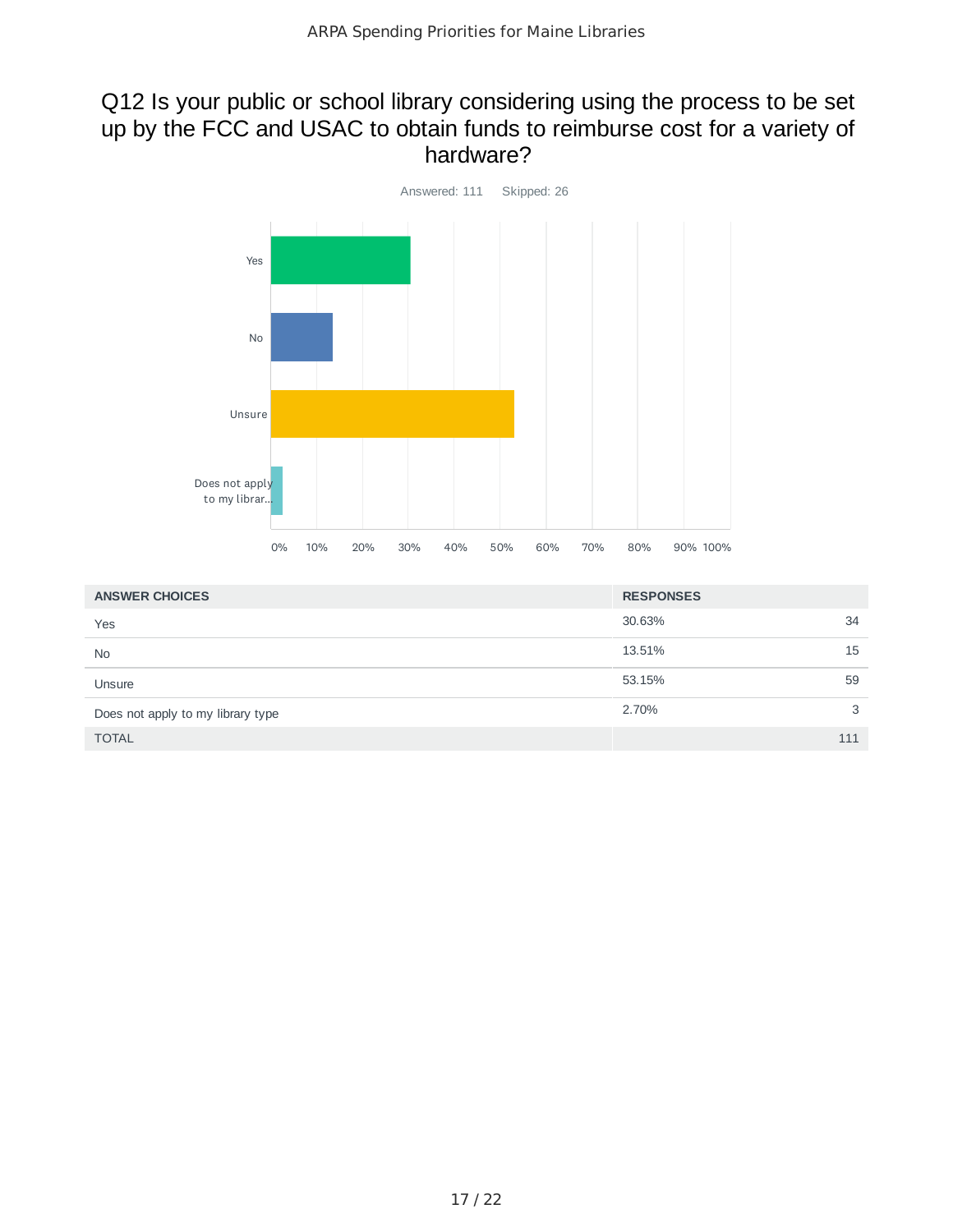## Q12 Is your public or school library considering using the process to be set up by the FCC and USAC to obtain funds to reimburse cost for a variety of hardware?

Answered: 111 Skipped: 26

| ANSWER CHOICES | RESPONSES | |
|---|---|---|
| Yes | 30.63% | 34 |
| No | 13.51% | 15 |
| Unsure | 53.15% | 59 |
| Does not apply to my library type | 2.70% | 3 |
| TOTAL | | 111 |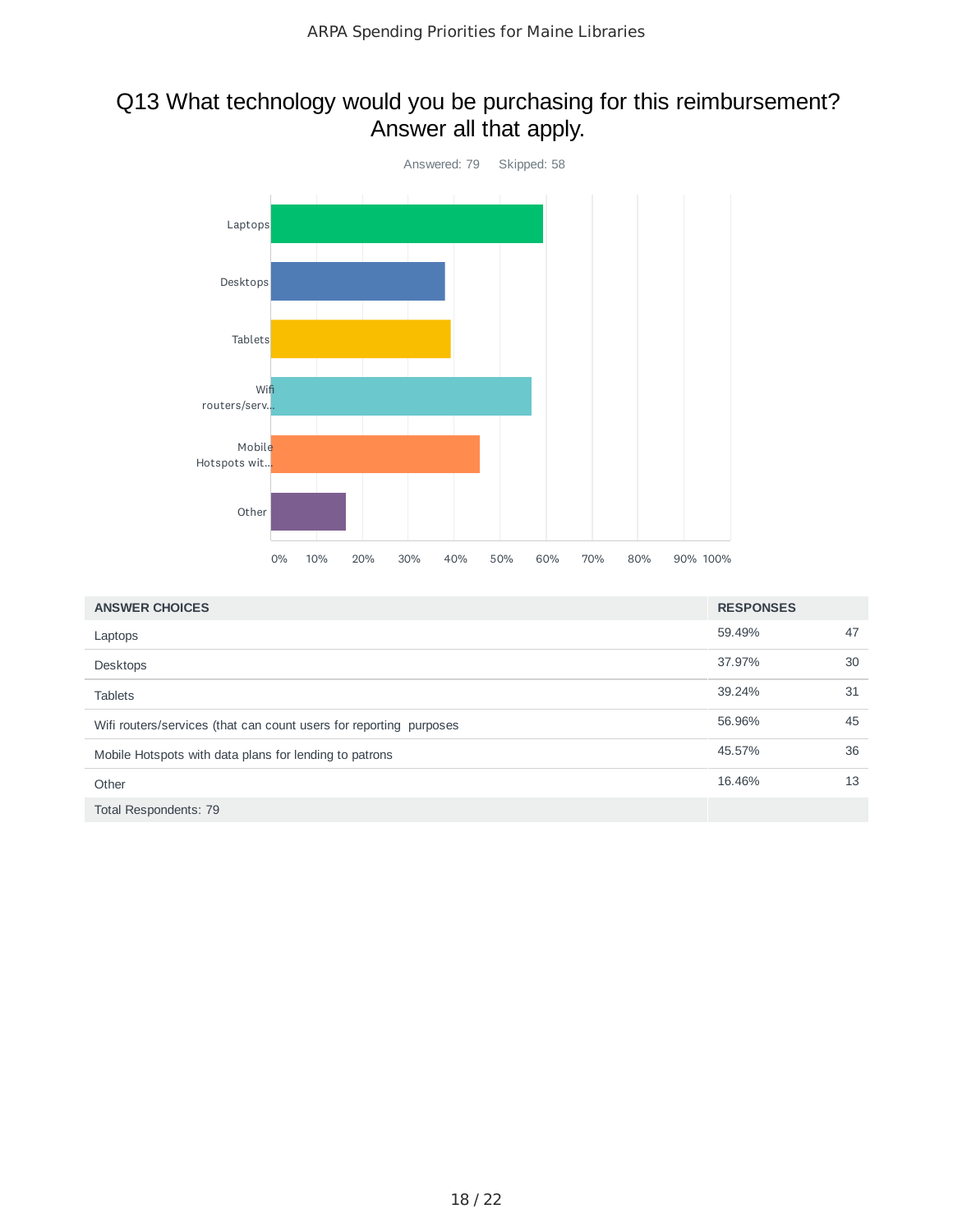## Q13 What technology would you be purchasing for this reimbursement? Answer all that apply.

Answered: 79 Skipped: 58

| ANSWER CHOICES | RESPONSES | |
|---|---|---|
| Laptops | 59.49% | 47 |
| Desktops | 37.97% | 30 |
| Tablets | 39.24% | 31 |
| Wifi routers/services (that can count users for reporting purposes | 56.96% | 45 |
| Mobile Hotspots with data plans for lending to patrons | 45.57% | 36 |
| Other | 16.46% | 13 |
| Total Respondents: 79 | | |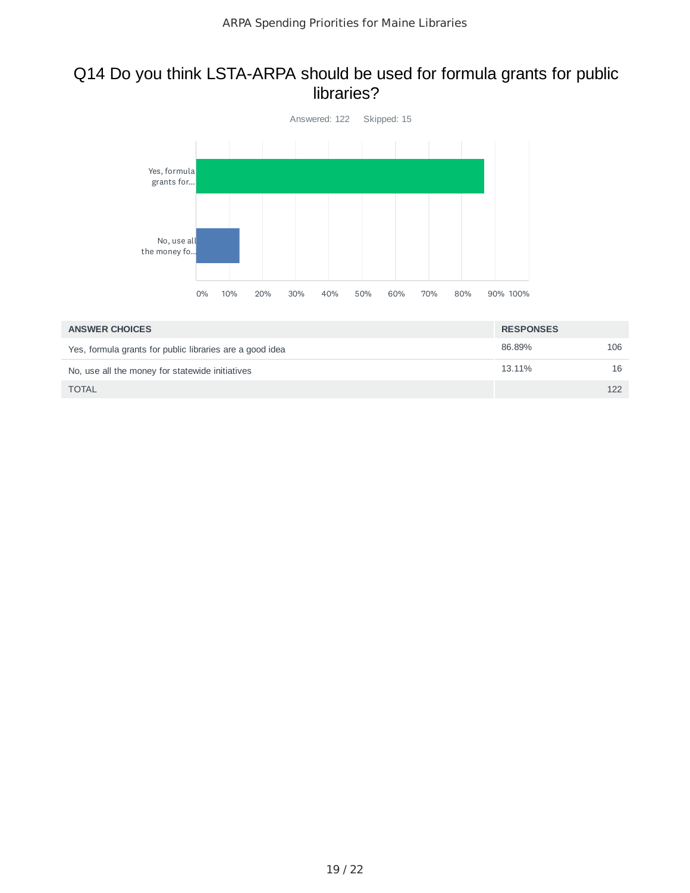# Q14 Do you think LSTA-ARPA should be used for formula grants for public libraries?

Answered: 122 Skipped: 15

| ANSWER CHOICES | RESPONSES | |
|---|---|---|
| Yes, formula grants for public libraries are a good idea | 86.89% | 106 |
| No, use all the money for statewide initiatives | 13.11% | 16 |
| TOTAL | | 122 |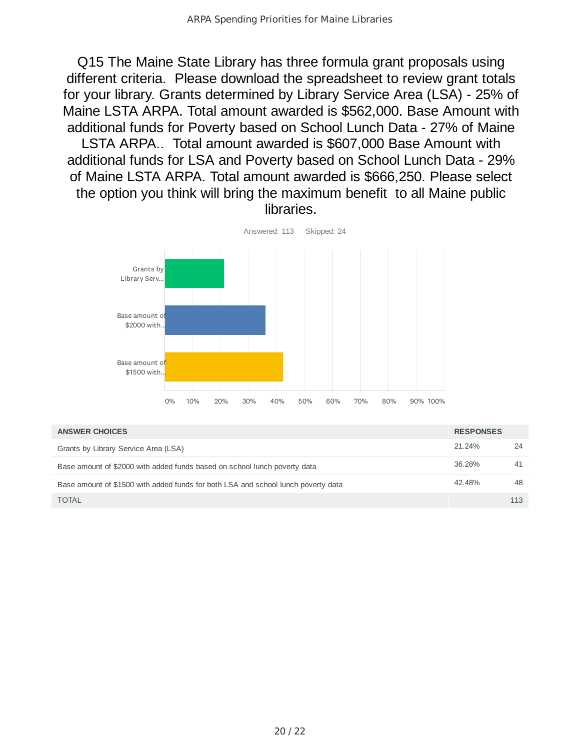# Q15 The Maine State Library has three formula grant proposals using different criteria. Please download the spreadsheet to review grant totals for your library. Grants determined by Library Service Area (LSA) - 25% of Maine LSTA ARPA. Total amount awarded is $562,000. Base Amount with additional funds for Poverty based on School Lunch Data - 27% of Maine LSTA ARPA.. Total amount awarded is $607,000 Base Amount with additional funds for LSA and Poverty based on School Lunch Data - 29% of Maine LSTA ARPA. Total amount awarded is $666,250. Please select the option you think will bring the maximum benefit to all Maine public libraries.

Answered: 113 Skipped: 24

| ANSWER CHOICES | RESPONSES | |
|---|---|---|
| Grants by Library Service Area (LSA) | 21.24% | 24 |
| Base amount of $2000 with added funds based on school lunch poverty data | 36.28% | 41 |
| Base amount of $1500 with added funds for both LSA and school lunch poverty data | 42.48% | 48 |
| TOTAL | | 113 |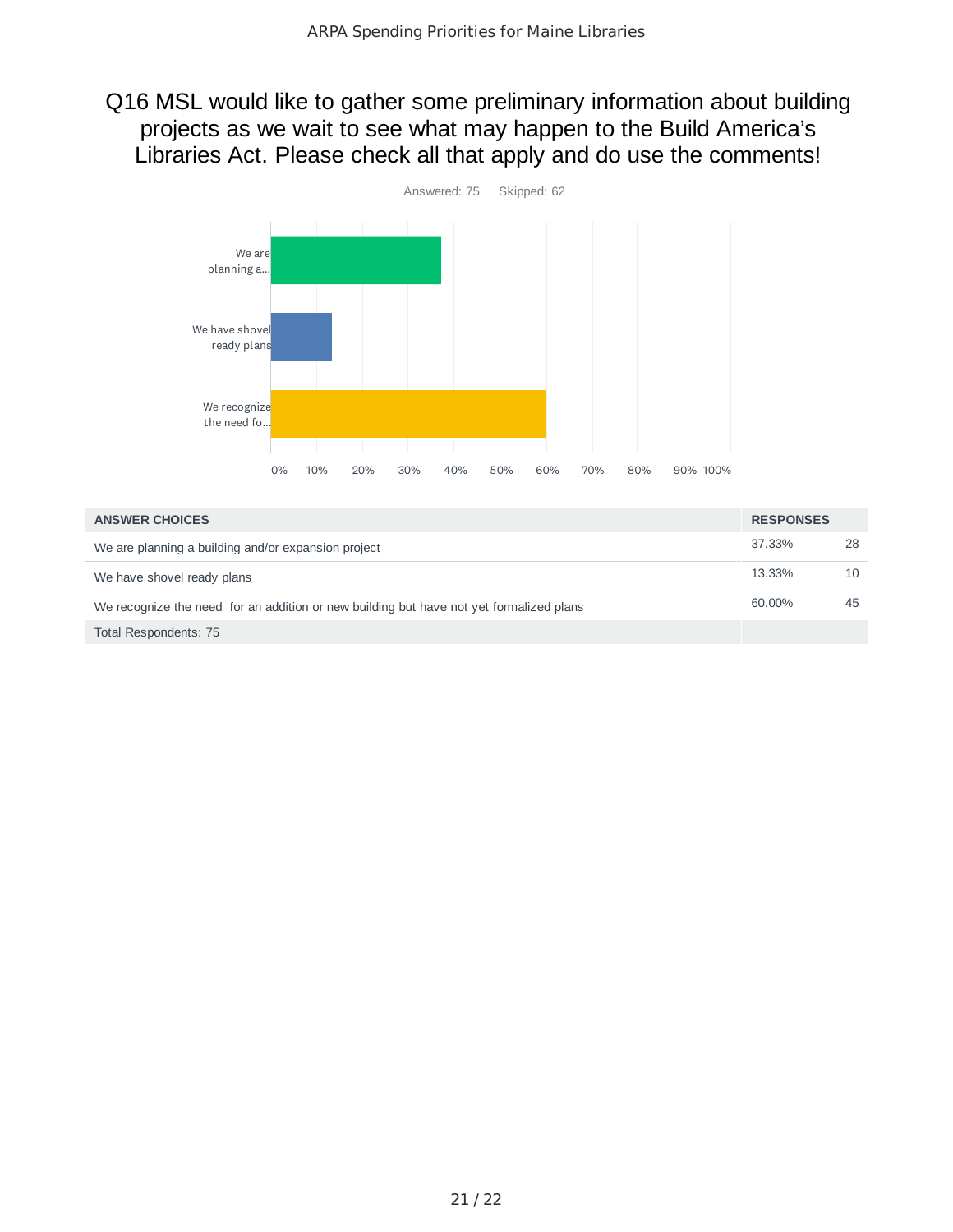## Q16 MSL would like to gather some preliminary information about building projects as we wait to see what may happen to the Build America's Libraries Act. Please check all that apply and do use the comments!

Answered: 75 Skipped: 62

| ANSWER CHOICES | RESPONSES | |
|---|---|---|
| We are planning a building and/or expansion project | 37.33% | 28 |
| We have shovel ready plans | 13.33% | 10 |
| We recognize the need for an addition or new building but have not yet formalized plans | 60.00% | 45 |
| Total Respondents: 75 | | |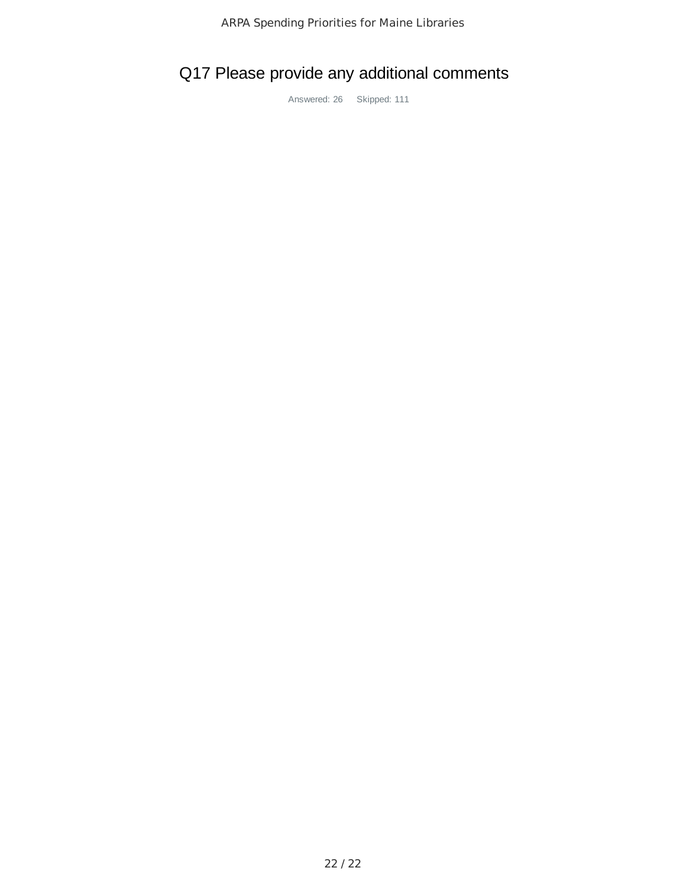## Q17 Please provide any additional comments

Answered: 26 Skipped: 111